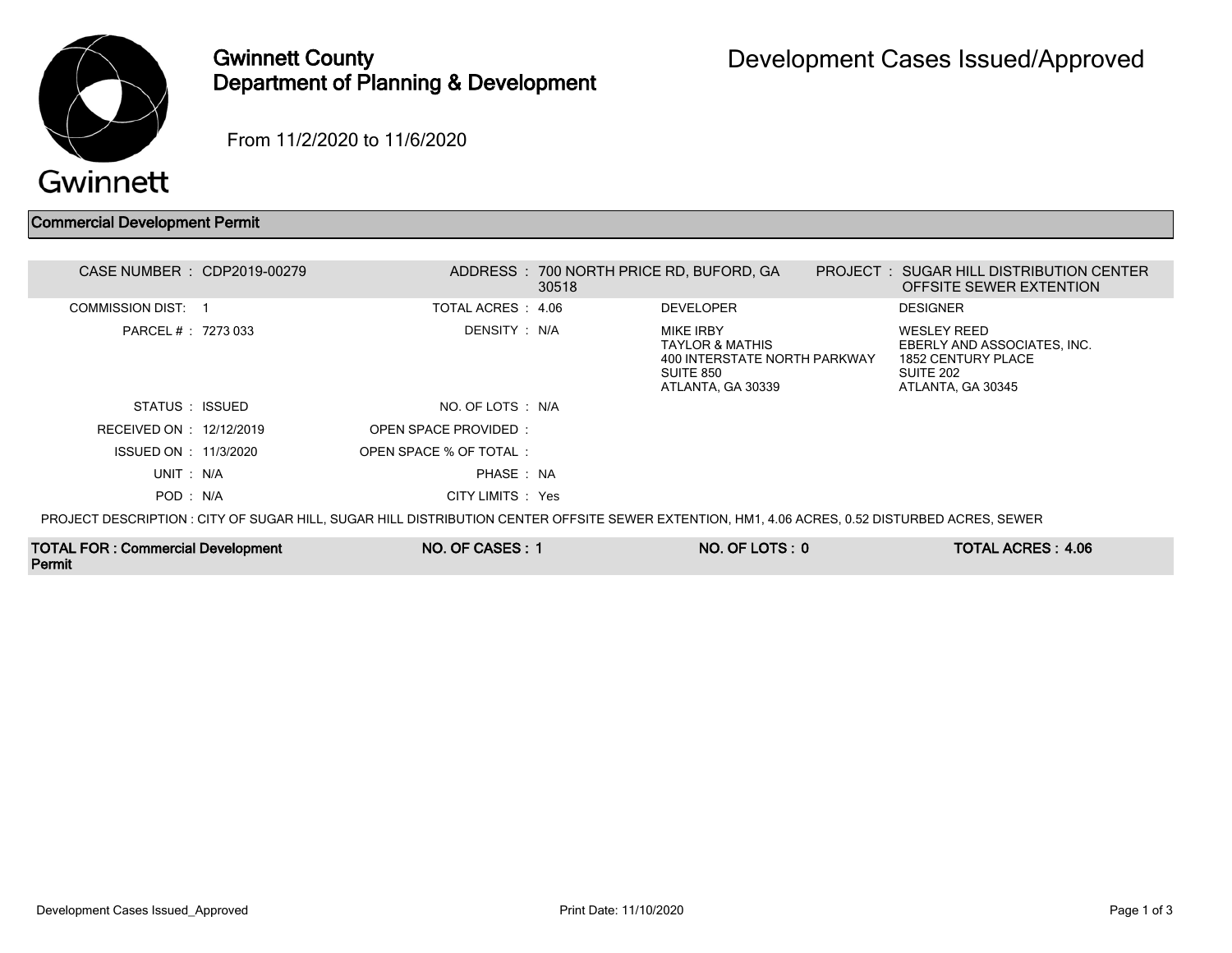# Gwinnett County
# Department of Planning & Development

# Development Cases Issued/Approved

From 11/2/2020 to 11/6/2020

## Commercial Development Permit

| | | | | | |
|---|---|---|---|---|---|
| CASE NUMBER : | CDP2019-00279 | ADDRESS : | 700 NORTH PRICE RD, BUFORD, GA 30518 | PROJECT : | SUGAR HILL DISTRIBUTION CENTER OFFSITE SEWER EXTENTION |
| COMMISSION DIST: | 1 | TOTAL ACRES : | 4.06 | DEVELOPER | DESIGNER |
| PARCEL # : | 7273 033 | DENSITY : | N/A | MIKE IRBY<br>TAYLOR & MATHIS<br>400 INTERSTATE NORTH PARKWAY<br>SUITE 850<br>ATLANTA, GA 30339 | WESLEY REED<br>EBERLY AND ASSOCIATES, INC.<br>1852 CENTURY PLACE<br>SUITE 202<br>ATLANTA, GA 30345 |
| STATUS : | ISSUED | NO. OF LOTS : | N/A | | |
| RECEIVED ON : | 12/12/2019 | OPEN SPACE PROVIDED : | | | |
| ISSUED ON : | 11/3/2020 | OPEN SPACE % OF TOTAL : | | | |
| UNIT : | N/A | PHASE : | NA | | |
| POD : | N/A | CITY LIMITS : | Yes | | |

PROJECT DESCRIPTION : CITY OF SUGAR HILL, SUGAR HILL DISTRIBUTION CENTER OFFSITE SEWER EXTENTION, HM1, 4.06 ACRES, 0.52 DISTURBED ACRES, SEWER

| TOTAL FOR : Commercial Development Permit | NO. OF CASES : 1 | NO. OF LOTS : 0 | TOTAL ACRES : 4.06 |
|---|---|---|---|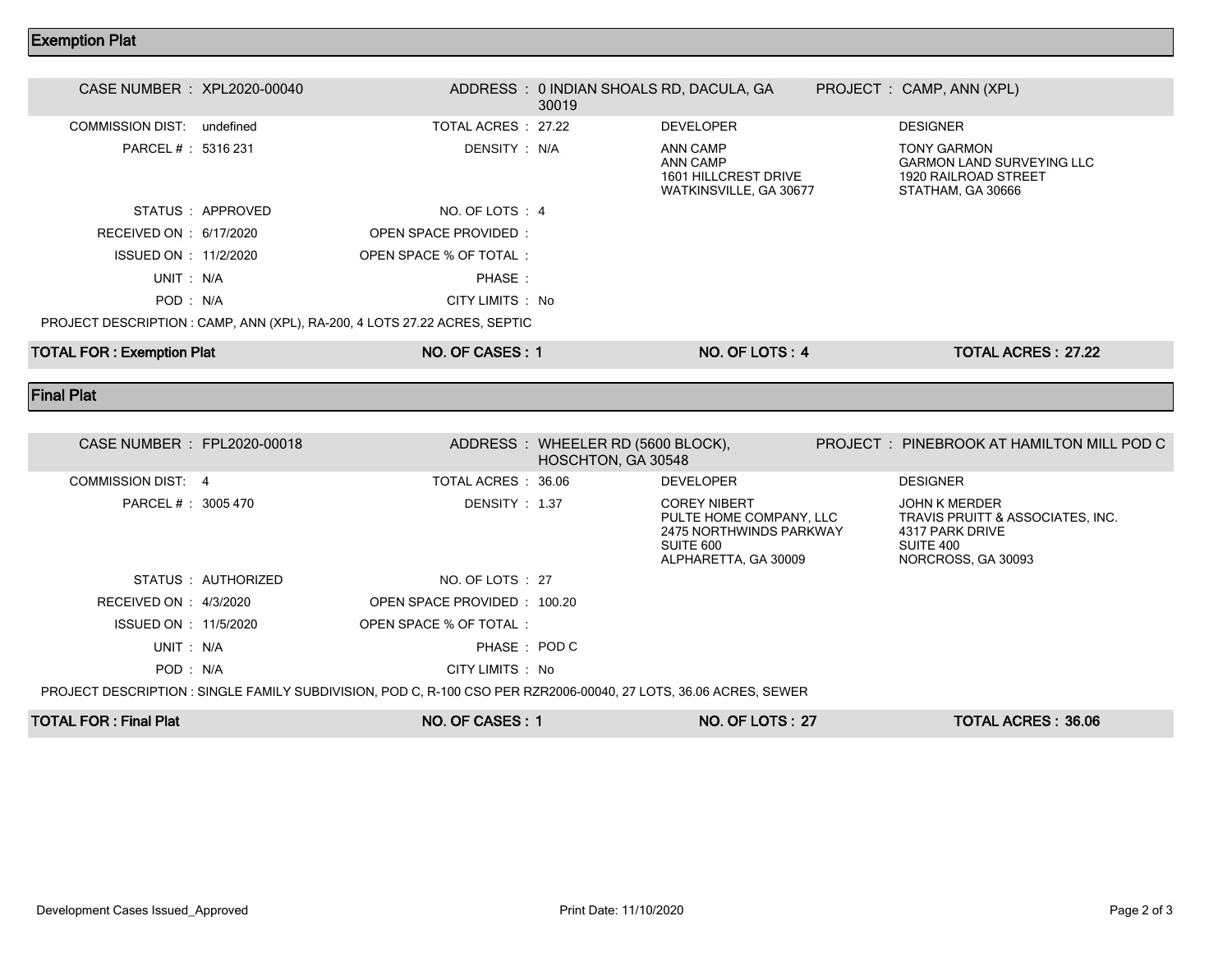## Exemption Plat

| CASE NUMBER : XPL2020-00040 | | ADDRESS : 0 INDIAN SHOALS RD, DACULA, GA 30019 | | PROJECT : CAMP, ANN (XPL) |
|---|---|---|---|---|
| COMMISSION DIST: undefined | TOTAL ACRES : 27.22 | | DEVELOPER | DESIGNER |
| PARCEL # : 5316 231 | DENSITY : N/A | | ANN CAMP<br>ANN CAMP<br>1601 HILLCREST DRIVE<br>WATKINSVILLE, GA 30677 | TONY GARMON<br>GARMON LAND SURVEYING LLC<br>1920 RAILROAD STREET<br>STATHAM, GA 30666 |
| STATUS : APPROVED | NO. OF LOTS : 4 | | | |
| RECEIVED ON : 6/17/2020 | OPEN SPACE PROVIDED : | | | |
| ISSUED ON : 11/2/2020 | OPEN SPACE % OF TOTAL : | | | |
| UNIT : N/A | PHASE : | | | |
| POD : N/A | CITY LIMITS : No | | | |

PROJECT DESCRIPTION : CAMP, ANN (XPL), RA-200, 4 LOTS 27.22 ACRES, SEPTIC

| TOTAL FOR : Exemption Plat | NO. OF CASES : 1 | NO. OF LOTS : 4 | TOTAL ACRES : 27.22 |
|---|---|---|---|

## Final Plat

| CASE NUMBER : FPL2020-00018 | | ADDRESS : WHEELER RD (5600 BLOCK), HOSCHTON, GA 30548 | | PROJECT : PINEBROOK AT HAMILTON MILL POD C |
|---|---|---|---|---|
| COMMISSION DIST: 4 | TOTAL ACRES : 36.06 | | DEVELOPER | DESIGNER |
| PARCEL # : 3005 470 | DENSITY : 1.37 | | COREY NIBERT<br>PULTE HOME COMPANY, LLC<br>2475 NORTHWINDS PARKWAY<br>SUITE 600<br>ALPHARETTA, GA 30009 | JOHN K MERDER<br>TRAVIS PRUITT & ASSOCIATES, INC.<br>4317 PARK DRIVE<br>SUITE 400<br>NORCROSS, GA 30093 |
| STATUS : AUTHORIZED | NO. OF LOTS : 27 | | | |
| RECEIVED ON : 4/3/2020 | OPEN SPACE PROVIDED : 100.20 | | | |
| ISSUED ON : 11/5/2020 | OPEN SPACE % OF TOTAL : | | | |
| UNIT : N/A | PHASE : POD C | | | |
| POD : N/A | CITY LIMITS : No | | | |

PROJECT DESCRIPTION : SINGLE FAMILY SUBDIVISION, POD C, R-100 CSO PER RZR2006-00040, 27 LOTS, 36.06 ACRES, SEWER

| TOTAL FOR : Final Plat | NO. OF CASES : 1 | NO. OF LOTS : 27 | TOTAL ACRES : 36.06 |
|---|---|---|---|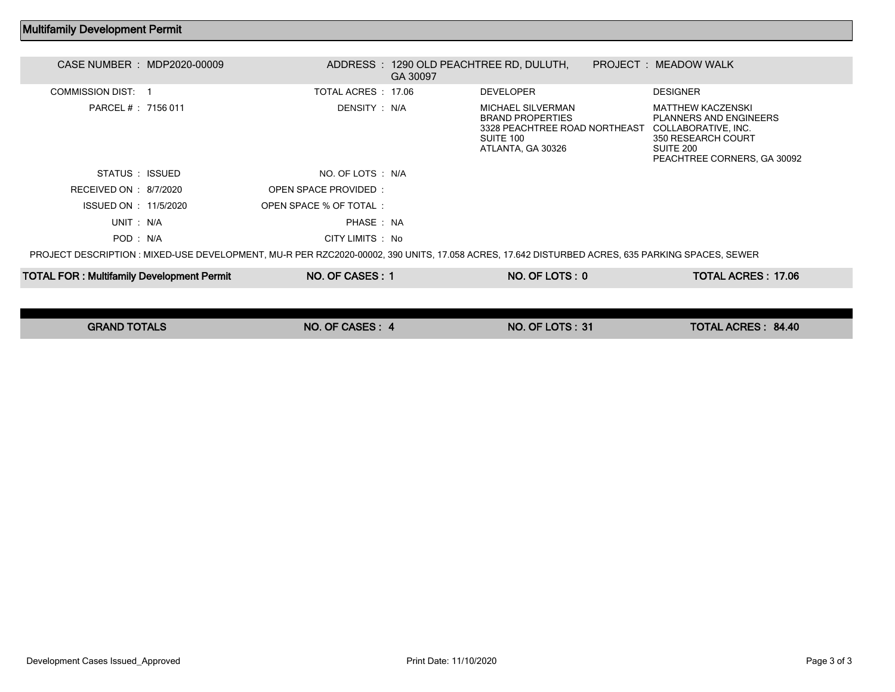## Multifamily Development Permit

| | | | | | |
|---|---|---|---|---|---|
| CASE NUMBER : | MDP2020-00009 | ADDRESS : | 1290 OLD PEACHTREE RD, DULUTH, GA 30097 | PROJECT : | MEADOW WALK |
| COMMISSION DIST: | 1 | TOTAL ACRES : | 17.06 | DEVELOPER | DESIGNER |
| PARCEL # : | 7156 011 | DENSITY : | N/A | MICHAEL SILVERMAN<br>BRAND PROPERTIES<br>3328 PEACHTREE ROAD NORTHEAST<br>SUITE 100<br>ATLANTA, GA 30326 | MATTHEW KACZENSKI<br>PLANNERS AND ENGINEERS COLLABORATIVE, INC.<br>350 RESEARCH COURT<br>SUITE 200<br>PEACHTREE CORNERS, GA 30092 |
| STATUS : | ISSUED | NO. OF LOTS : | N/A | | |
| RECEIVED ON : | 8/7/2020 | OPEN SPACE PROVIDED : | | | |
| ISSUED ON : | 11/5/2020 | OPEN SPACE % OF TOTAL : | | | |
| UNIT : | N/A | PHASE : | NA | | |
| POD : | N/A | CITY LIMITS : | No | | |

PROJECT DESCRIPTION : MIXED-USE DEVELOPMENT, MU-R PER RZC2020-00002, 390 UNITS, 17.058 ACRES, 17.642 DISTURBED ACRES, 635 PARKING SPACES, SEWER

| | | | |
|---|---|---|---|
| **TOTAL FOR : Multifamily Development Permit** | **NO. OF CASES : 1** | **NO. OF LOTS : 0** | **TOTAL ACRES : 17.06** |

| | | | |
|---|---|---|---|
| **GRAND TOTALS** | **NO. OF CASES : 4** | **NO. OF LOTS : 31** | **TOTAL ACRES : 84.40** |

Development Cases Issued_Approved

Print Date: 11/10/2020